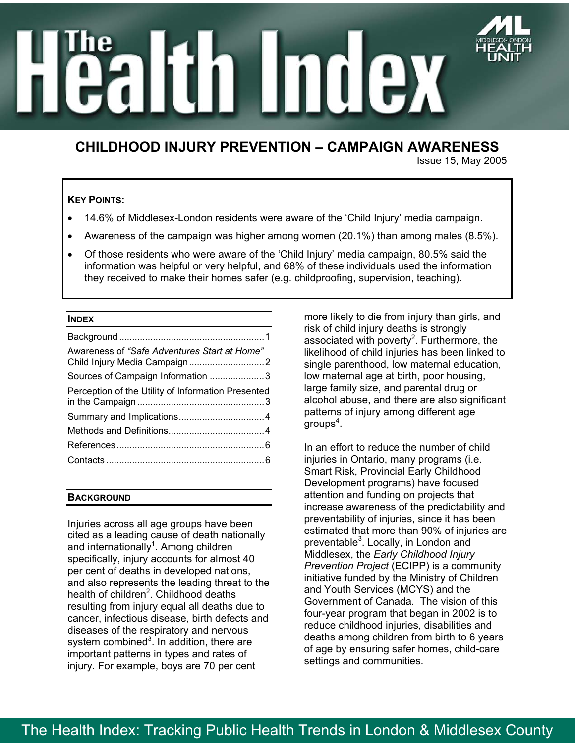# The Health Index

## CHILDHOOD INJURY PREVENTION – CAMPAIGN AWARENESS

Issue 15, May 2005

**KEY POINTS:**

- 14.6% of Middlesex-London residents were aware of the 'Child Injury' media campaign.
- Awareness of the campaign was higher among women (20.1%) than among males (8.5%).
- Of those residents who were aware of the 'Child Injury' media campaign, 80.5% said the information was helpful or very helpful, and 68% of these individuals used the information they received to make their homes safer (e.g. childproofing, supervision, teaching).

**INDEX**

| | |
|---|---|
| Background | 1 |
| Awareness of *"Safe Adventures Start at Home"* Child Injury Media Campaign | 2 |
| Sources of Campaign Information | 3 |
| Perception of the Utility of Information Presented in the Campaign | 3 |
| Summary and Implications | 4 |
| Methods and Definitions | 4 |
| References | 6 |
| Contacts | 6 |

**BACKGROUND**

Injuries across all age groups have been cited as a leading cause of death nationally and internationally[1]. Among children specifically, injury accounts for almost 40 per cent of deaths in developed nations, and also represents the leading threat to the health of children[2]. Childhood deaths resulting from injury equal all deaths due to cancer, infectious disease, birth defects and diseases of the respiratory and nervous system combined[3]. In addition, there are important patterns in types and rates of injury. For example, boys are 70 per cent more likely to die from injury than girls, and risk of child injury deaths is strongly associated with poverty[2]. Furthermore, the likelihood of child injuries has been linked to single parenthood, low maternal education, low maternal age at birth, poor housing, large family size, and parental drug or alcohol abuse, and there are also significant patterns of injury among different age groups[4].

In an effort to reduce the number of child injuries in Ontario, many programs (i.e. Smart Risk, Provincial Early Childhood Development programs) have focused attention and funding on projects that increase awareness of the predictability and preventability of injuries, since it has been estimated that more than 90% of injuries are preventable[3]. Locally, in London and Middlesex, the *Early Childhood Injury Prevention Project* (ECIPP) is a community initiative funded by the Ministry of Children and Youth Services (MCYS) and the Government of Canada. The vision of this four-year program that began in 2002 is to reduce childhood injuries, disabilities and deaths among children from birth to 6 years of age by ensuring safer homes, child-care settings and communities.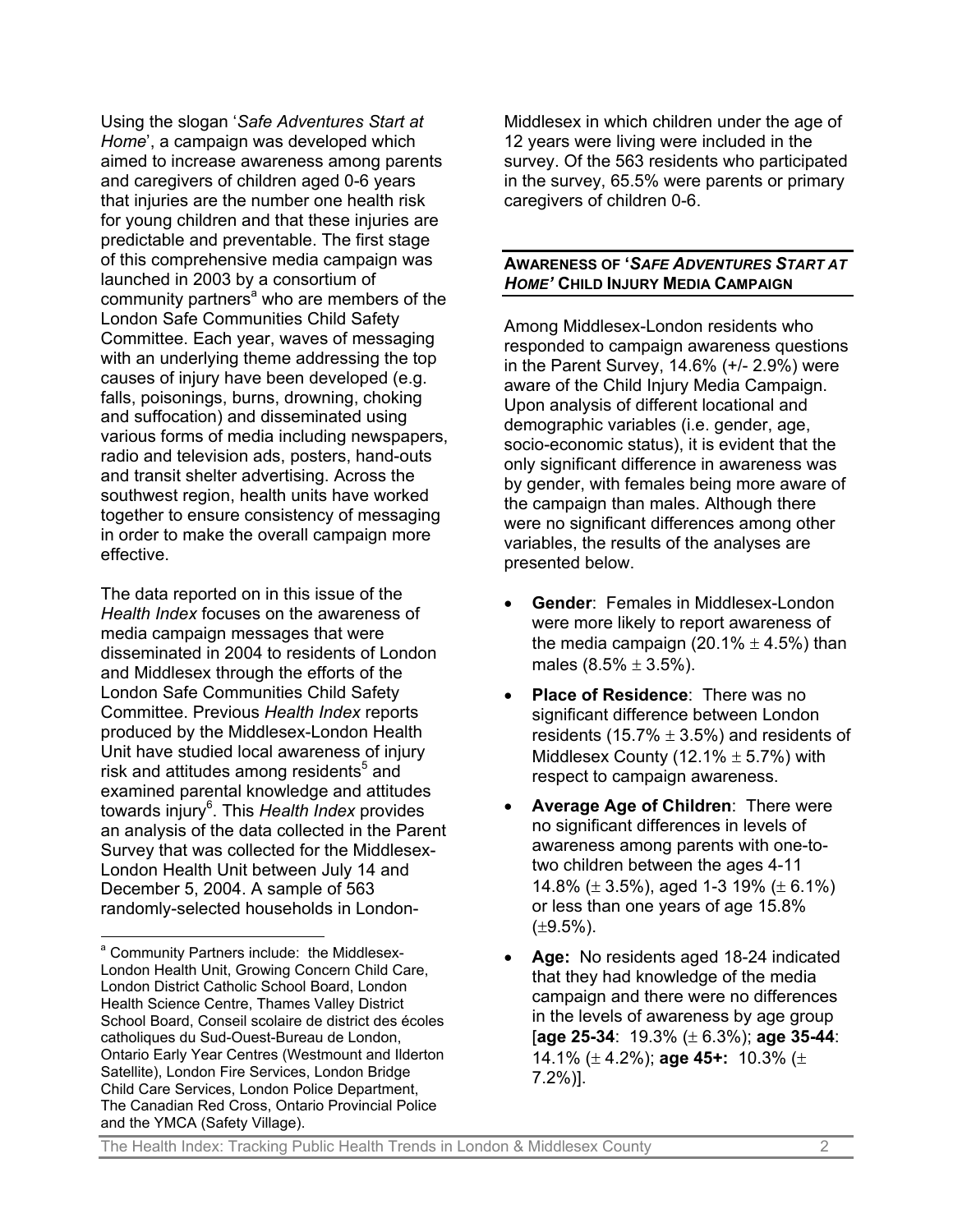Using the slogan '*Safe Adventures Start at Home*', a campaign was developed which aimed to increase awareness among parents and caregivers of children aged 0-6 years that injuries are the number one health risk for young children and that these injuries are predictable and preventable. The first stage of this comprehensive media campaign was launched in 2003 by a consortium of community partners[a] who are members of the London Safe Communities Child Safety Committee. Each year, waves of messaging with an underlying theme addressing the top causes of injury have been developed (e.g. falls, poisonings, burns, drowning, choking and suffocation) and disseminated using various forms of media including newspapers, radio and television ads, posters, hand-outs and transit shelter advertising. Across the southwest region, health units have worked together to ensure consistency of messaging in order to make the overall campaign more effective.

The data reported on in this issue of the *Health Index* focuses on the awareness of media campaign messages that were disseminated in 2004 to residents of London and Middlesex through the efforts of the London Safe Communities Child Safety Committee. Previous *Health Index* reports produced by the Middlesex-London Health Unit have studied local awareness of injury risk and attitudes among residents[5] and examined parental knowledge and attitudes towards injury[6]. This *Health Index* provides an analysis of the data collected in the Parent Survey that was collected for the Middlesex-London Health Unit between July 14 and December 5, 2004. A sample of 563 randomly-selected households in London-Middlesex in which children under the age of 12 years were living were included in the survey. Of the 563 residents who participated in the survey, 65.5% were parents or primary caregivers of children 0-6.

## Awareness of '*Safe Adventures Start at Home*' Child Injury Media Campaign

Among Middlesex-London residents who responded to campaign awareness questions in the Parent Survey, 14.6% (+/- 2.9%) were aware of the Child Injury Media Campaign. Upon analysis of different locational and demographic variables (i.e. gender, age, socio-economic status), it is evident that the only significant difference in awareness was by gender, with females being more aware of the campaign than males. Although there were no significant differences among other variables, the results of the analyses are presented below.

- **Gender**: Females in Middlesex-London were more likely to report awareness of the media campaign (20.1% ± 4.5%) than males (8.5% ± 3.5%).
- **Place of Residence**: There was no significant difference between London residents (15.7% ± 3.5%) and residents of Middlesex County (12.1% ± 5.7%) with respect to campaign awareness.
- **Average Age of Children**: There were no significant differences in levels of awareness among parents with one-to-two children between the ages 4-11 14.8% (± 3.5%), aged 1-3 19% (± 6.1%) or less than one years of age 15.8% (±9.5%).
- **Age:** No residents aged 18-24 indicated that they had knowledge of the media campaign and there were no differences in the levels of awareness by age group [**age 25-34**: 19.3% (± 6.3%); **age 35-44**: 14.1% (± 4.2%); **age 45+:** 10.3% (± 7.2%)].

[a] Community Partners include: the Middlesex-London Health Unit, Growing Concern Child Care, London District Catholic School Board, London Health Science Centre, Thames Valley District School Board, Conseil scolaire de district des écoles catholiques du Sud-Ouest-Bureau de London, Ontario Early Year Centres (Westmount and Ilderton Satellite), London Fire Services, London Bridge Child Care Services, London Police Department, The Canadian Red Cross, Ontario Provincial Police and the YMCA (Safety Village).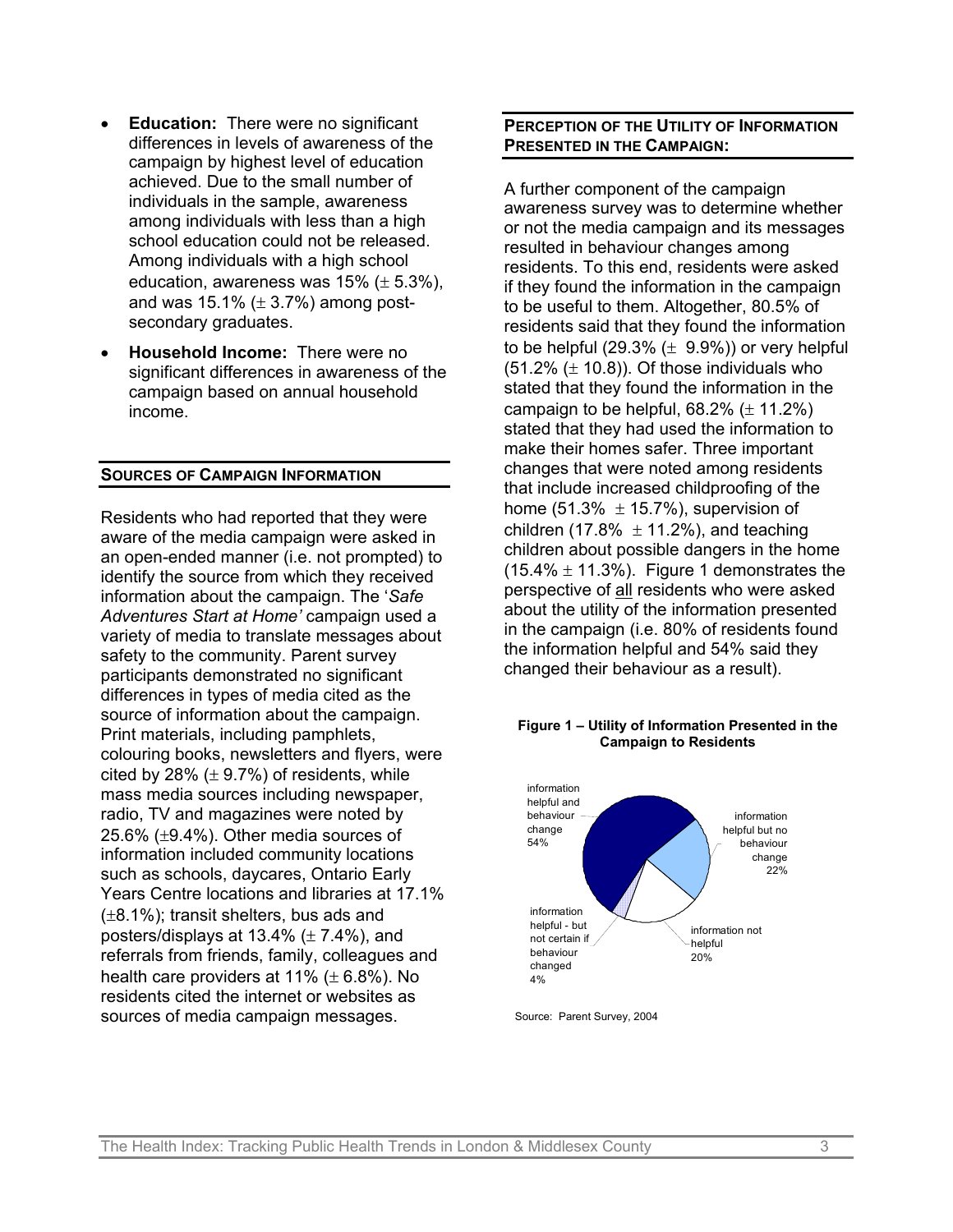- **Education:** There were no significant differences in levels of awareness of the campaign by highest level of education achieved. Due to the small number of individuals in the sample, awareness among individuals with less than a high school education could not be released. Among individuals with a high school education, awareness was 15% (± 5.3%), and was 15.1% (± 3.7%) among post-secondary graduates.
- **Household Income:** There were no significant differences in awareness of the campaign based on annual household income.

## SOURCES OF CAMPAIGN INFORMATION

Residents who had reported that they were aware of the media campaign were asked in an open-ended manner (i.e. not prompted) to identify the source from which they received information about the campaign. The '*Safe Adventures Start at Home'* campaign used a variety of media to translate messages about safety to the community. Parent survey participants demonstrated no significant differences in types of media cited as the source of information about the campaign. Print materials, including pamphlets, colouring books, newsletters and flyers, were cited by 28% (± 9.7%) of residents, while mass media sources including newspaper, radio, TV and magazines were noted by 25.6% (±9.4%). Other media sources of information included community locations such as schools, daycares, Ontario Early Years Centre locations and libraries at 17.1% (±8.1%); transit shelters, bus ads and posters/displays at 13.4% (± 7.4%), and referrals from friends, family, colleagues and health care providers at 11% (± 6.8%). No residents cited the internet or websites as sources of media campaign messages.

## PERCEPTION OF THE UTILITY OF INFORMATION PRESENTED IN THE CAMPAIGN:

A further component of the campaign awareness survey was to determine whether or not the media campaign and its messages resulted in behaviour changes among residents. To this end, residents were asked if they found the information in the campaign to be useful to them. Altogether, 80.5% of residents said that they found the information to be helpful (29.3% (± 9.9%)) or very helpful (51.2% (± 10.8)). Of those individuals who stated that they found the information in the campaign to be helpful, 68.2% (± 11.2%) stated that they had used the information to make their homes safer. Three important changes that were noted among residents that include increased childproofing of the home (51.3% ± 15.7%), supervision of children (17.8% ± 11.2%), and teaching children about possible dangers in the home (15.4% ± 11.3%). Figure 1 demonstrates the perspective of all residents who were asked about the utility of the information presented in the campaign (i.e. 80% of residents found the information helpful and 54% said they changed their behaviour as a result).

**Figure 1 – Utility of Information Presented in the Campaign to Residents**

| Category | Percent |
|---|---|
| information helpful and behaviour change | 54% |
| information helpful but no behaviour change | 22% |
| information not helpful | 20% |
| information helpful - but not certain if behaviour changed | 4% |

Source: Parent Survey, 2004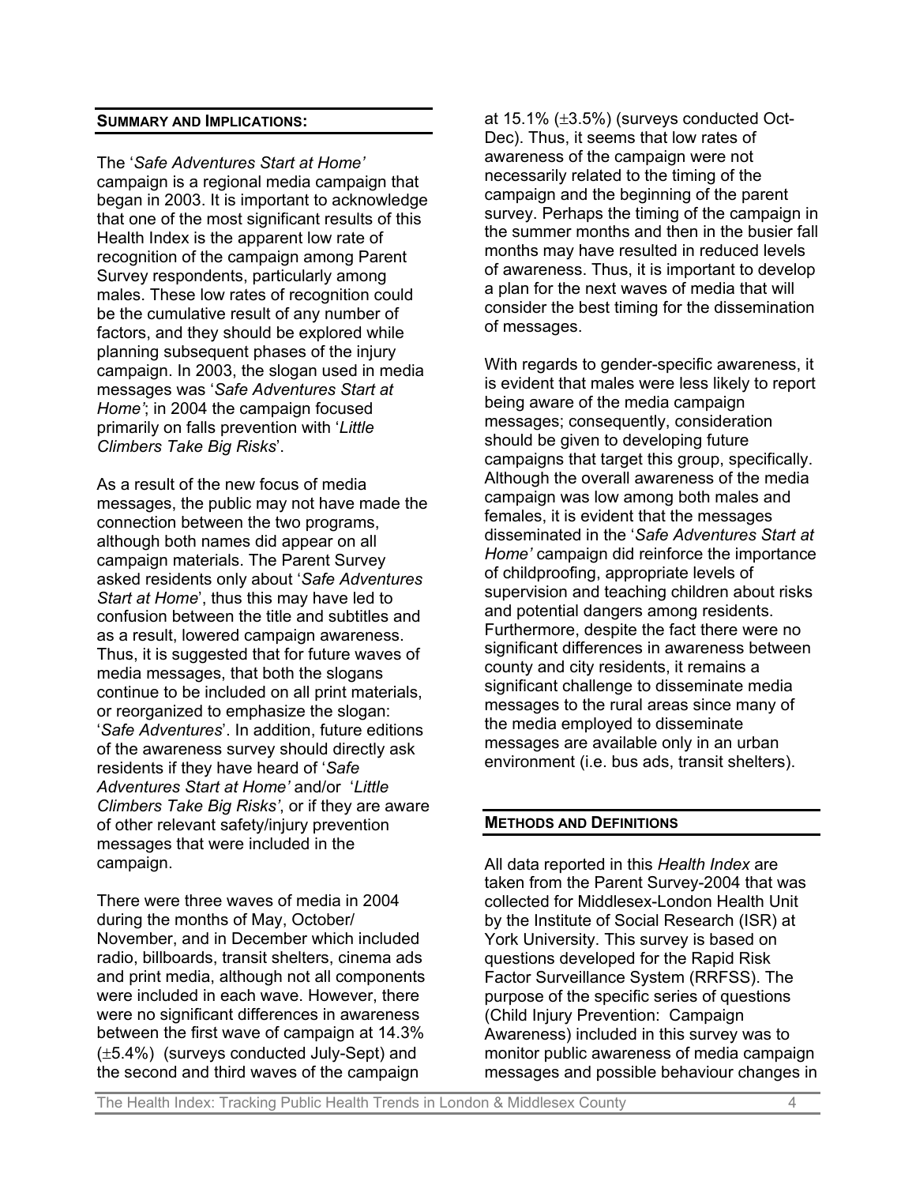## SUMMARY AND IMPLICATIONS:

The '*Safe Adventures Start at Home'* campaign is a regional media campaign that began in 2003. It is important to acknowledge that one of the most significant results of this Health Index is the apparent low rate of recognition of the campaign among Parent Survey respondents, particularly among males. These low rates of recognition could be the cumulative result of any number of factors, and they should be explored while planning subsequent phases of the injury campaign. In 2003, the slogan used in media messages was '*Safe Adventures Start at Home'*; in 2004 the campaign focused primarily on falls prevention with '*Little Climbers Take Big Risks*'.

As a result of the new focus of media messages, the public may not have made the connection between the two programs, although both names did appear on all campaign materials. The Parent Survey asked residents only about '*Safe Adventures Start at Home*', thus this may have led to confusion between the title and subtitles and as a result, lowered campaign awareness. Thus, it is suggested that for future waves of media messages, that both the slogans continue to be included on all print materials, or reorganized to emphasize the slogan: '*Safe Adventures*'. In addition, future editions of the awareness survey should directly ask residents if they have heard of '*Safe Adventures Start at Home'* and/or '*Little Climbers Take Big Risks'*, or if they are aware of other relevant safety/injury prevention messages that were included in the campaign.

There were three waves of media in 2004 during the months of May, October/ November, and in December which included radio, billboards, transit shelters, cinema ads and print media, although not all components were included in each wave. However, there were no significant differences in awareness between the first wave of campaign at 14.3% (±5.4%) (surveys conducted July-Sept) and the second and third waves of the campaign at 15.1% (±3.5%) (surveys conducted Oct-Dec). Thus, it seems that low rates of awareness of the campaign were not necessarily related to the timing of the campaign and the beginning of the parent survey. Perhaps the timing of the campaign in the summer months and then in the busier fall months may have resulted in reduced levels of awareness. Thus, it is important to develop a plan for the next waves of media that will consider the best timing for the dissemination of messages.

With regards to gender-specific awareness, it is evident that males were less likely to report being aware of the media campaign messages; consequently, consideration should be given to developing future campaigns that target this group, specifically. Although the overall awareness of the media campaign was low among both males and females, it is evident that the messages disseminated in the '*Safe Adventures Start at Home'* campaign did reinforce the importance of childproofing, appropriate levels of supervision and teaching children about risks and potential dangers among residents. Furthermore, despite the fact there were no significant differences in awareness between county and city residents, it remains a significant challenge to disseminate media messages to the rural areas since many of the media employed to disseminate messages are available only in an urban environment (i.e. bus ads, transit shelters).

## METHODS AND DEFINITIONS

All data reported in this *Health Index* are taken from the Parent Survey-2004 that was collected for Middlesex-London Health Unit by the Institute of Social Research (ISR) at York University. This survey is based on questions developed for the Rapid Risk Factor Surveillance System (RRFSS). The purpose of the specific series of questions (Child Injury Prevention: Campaign Awareness) included in this survey was to monitor public awareness of media campaign messages and possible behaviour changes in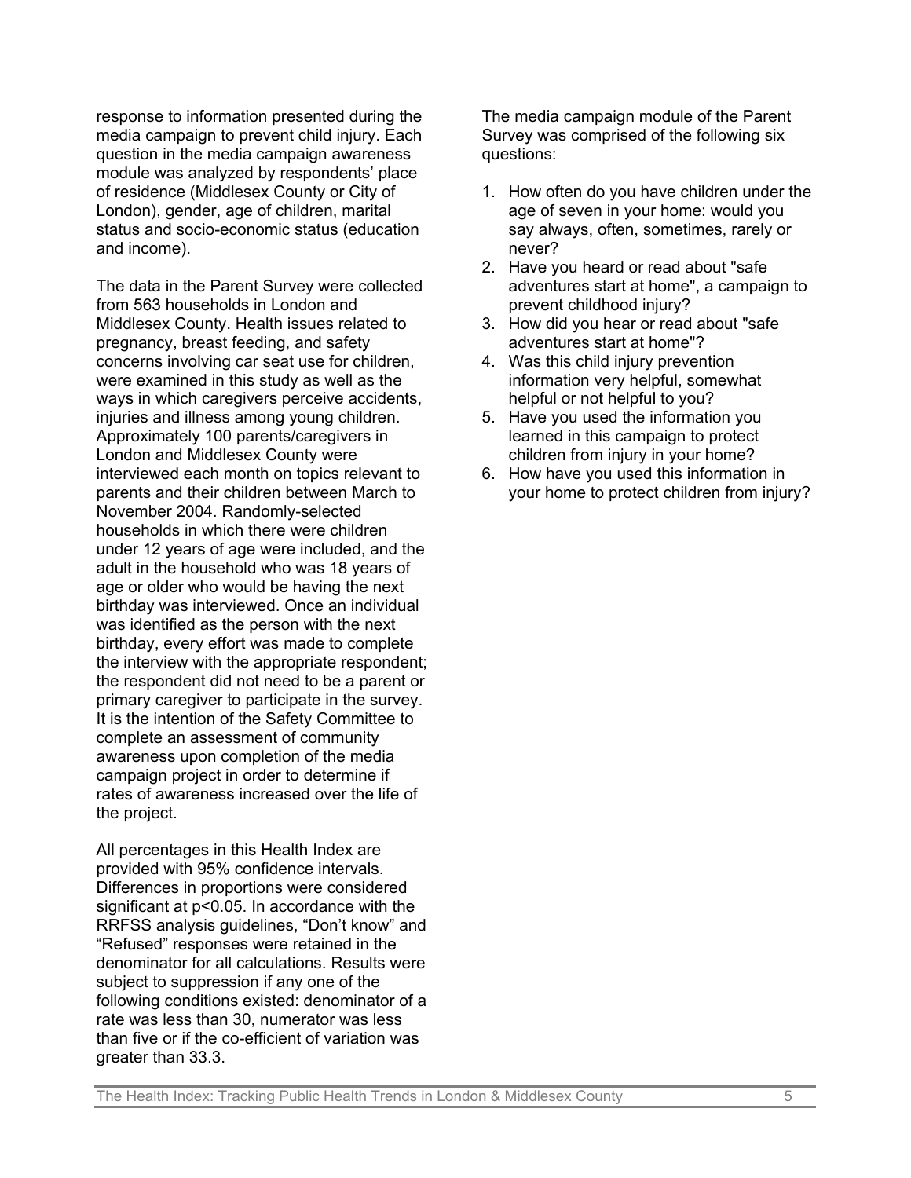response to information presented during the media campaign to prevent child injury. Each question in the media campaign awareness module was analyzed by respondents' place of residence (Middlesex County or City of London), gender, age of children, marital status and socio-economic status (education and income).

The data in the Parent Survey were collected from 563 households in London and Middlesex County. Health issues related to pregnancy, breast feeding, and safety concerns involving car seat use for children, were examined in this study as well as the ways in which caregivers perceive accidents, injuries and illness among young children. Approximately 100 parents/caregivers in London and Middlesex County were interviewed each month on topics relevant to parents and their children between March to November 2004. Randomly-selected households in which there were children under 12 years of age were included, and the adult in the household who was 18 years of age or older who would be having the next birthday was interviewed. Once an individual was identified as the person with the next birthday, every effort was made to complete the interview with the appropriate respondent; the respondent did not need to be a parent or primary caregiver to participate in the survey. It is the intention of the Safety Committee to complete an assessment of community awareness upon completion of the media campaign project in order to determine if rates of awareness increased over the life of the project.

All percentages in this Health Index are provided with 95% confidence intervals. Differences in proportions were considered significant at $p<0.05$. In accordance with the RRFSS analysis guidelines, "Don't know" and "Refused" responses were retained in the denominator for all calculations. Results were subject to suppression if any one of the following conditions existed: denominator of a rate was less than 30, numerator was less than five or if the co-efficient of variation was greater than 33.3.

The media campaign module of the Parent Survey was comprised of the following six questions:

1. How often do you have children under the age of seven in your home: would you say always, often, sometimes, rarely or never?
2. Have you heard or read about "safe adventures start at home", a campaign to prevent childhood injury?
3. How did you hear or read about "safe adventures start at home"?
4. Was this child injury prevention information very helpful, somewhat helpful or not helpful to you?
5. Have you used the information you learned in this campaign to protect children from injury in your home?
6. How have you used this information in your home to protect children from injury?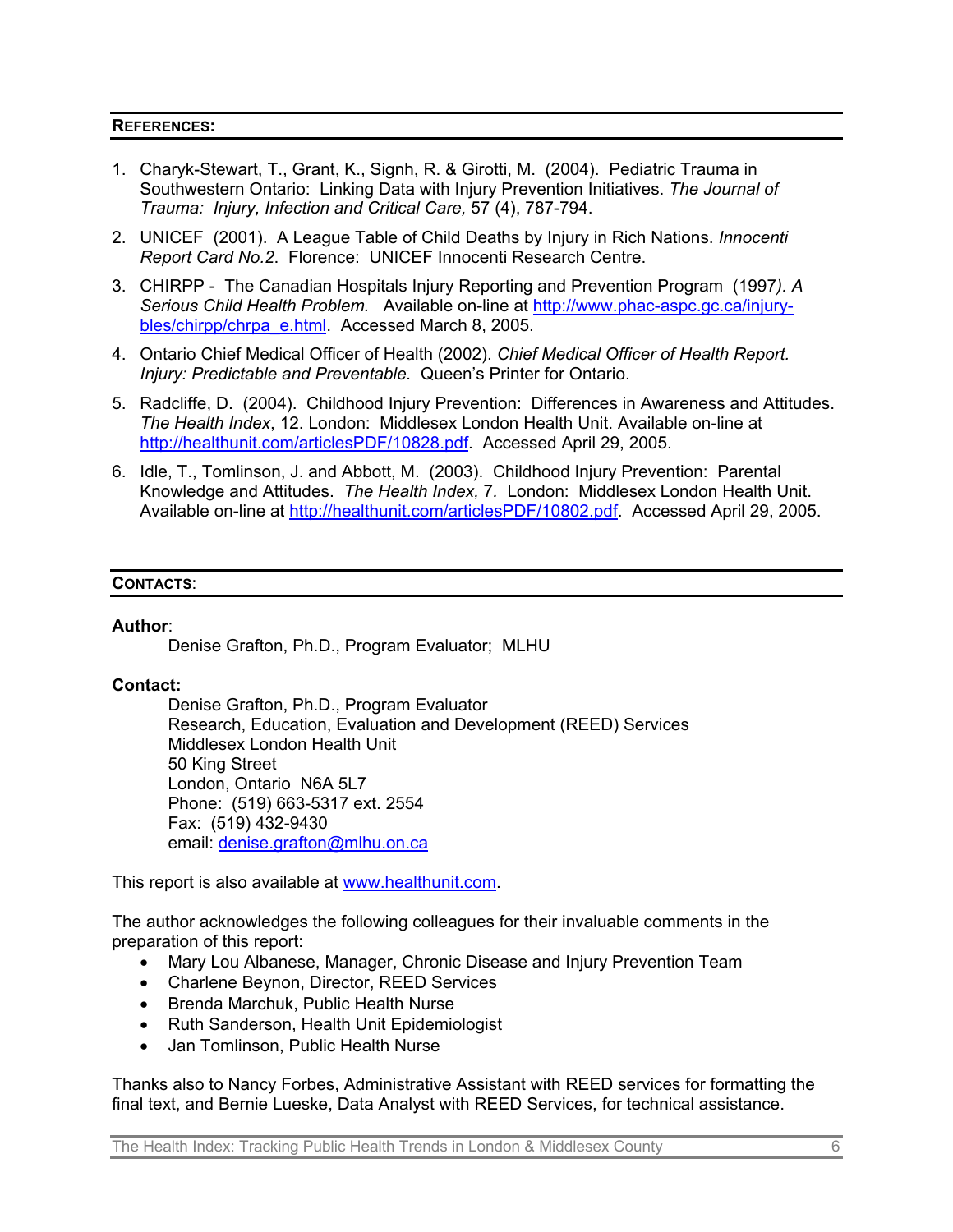## REFERENCES:

1. Charyk-Stewart, T., Grant, K., Signh, R. & Girotti, M. (2004). Pediatric Trauma in Southwestern Ontario: Linking Data with Injury Prevention Initiatives. *The Journal of Trauma: Injury, Infection and Critical Care,* 57 (4), 787-794.
2. UNICEF (2001). A League Table of Child Deaths by Injury in Rich Nations. *Innocenti Report Card No.2*. Florence: UNICEF Innocenti Research Centre.
3. CHIRPP - The Canadian Hospitals Injury Reporting and Prevention Program (1997*). A Serious Child Health Problem.* Available on-line at http://www.phac-aspc.gc.ca/injury-bles/chirpp/chrpa_e.html. Accessed March 8, 2005.
4. Ontario Chief Medical Officer of Health (2002). *Chief Medical Officer of Health Report. Injury: Predictable and Preventable.* Queen's Printer for Ontario.
5. Radcliffe, D. (2004). Childhood Injury Prevention: Differences in Awareness and Attitudes. *The Health Index*, 12. London: Middlesex London Health Unit. Available on-line at http://healthunit.com/articlesPDF/10828.pdf. Accessed April 29, 2005.
6. Idle, T., Tomlinson, J. and Abbott, M. (2003). Childhood Injury Prevention: Parental Knowledge and Attitudes. *The Health Index,* 7. London: Middlesex London Health Unit. Available on-line at http://healthunit.com/articlesPDF/10802.pdf. Accessed April 29, 2005.

## CONTACTS:

**Author**:

Denise Grafton, Ph.D., Program Evaluator; MLHU

**Contact:**

Denise Grafton, Ph.D., Program Evaluator
Research, Education, Evaluation and Development (REED) Services
Middlesex London Health Unit
50 King Street
London, Ontario N6A 5L7
Phone: (519) 663-5317 ext. 2554
Fax: (519) 432-9430
email: denise.grafton@mlhu.on.ca

This report is also available at www.healthunit.com.

The author acknowledges the following colleagues for their invaluable comments in the preparation of this report:

- Mary Lou Albanese, Manager, Chronic Disease and Injury Prevention Team
- Charlene Beynon, Director, REED Services
- Brenda Marchuk, Public Health Nurse
- Ruth Sanderson, Health Unit Epidemiologist
- Jan Tomlinson, Public Health Nurse

Thanks also to Nancy Forbes, Administrative Assistant with REED services for formatting the final text, and Bernie Lueske, Data Analyst with REED Services, for technical assistance.